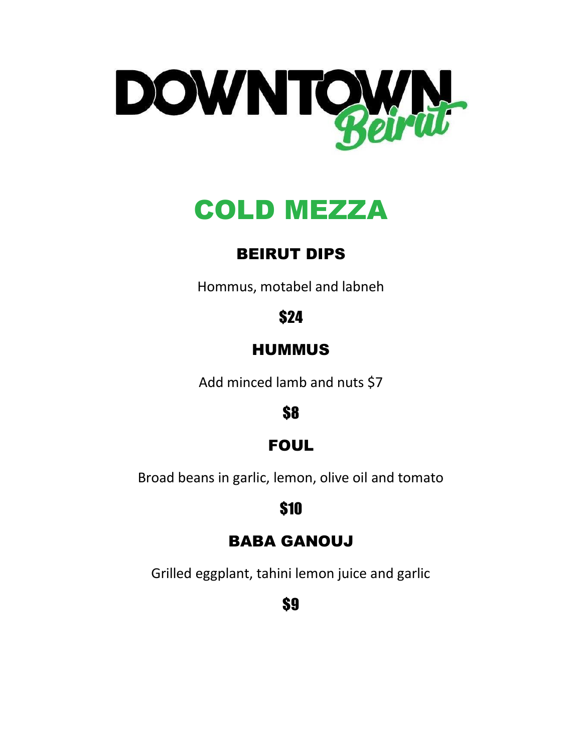# DOWNTOWN Beirut

## COLD MEZZA

### BEIRUT DIPS

Hommus, motabel and labneh

**$24**

### HUMMUS

Add minced lamb and nuts $7

**$8**

### FOUL

Broad beans in garlic, lemon, olive oil and tomato

**$10**

### BABA GANOUJ

Grilled eggplant, tahini lemon juice and garlic

**$9**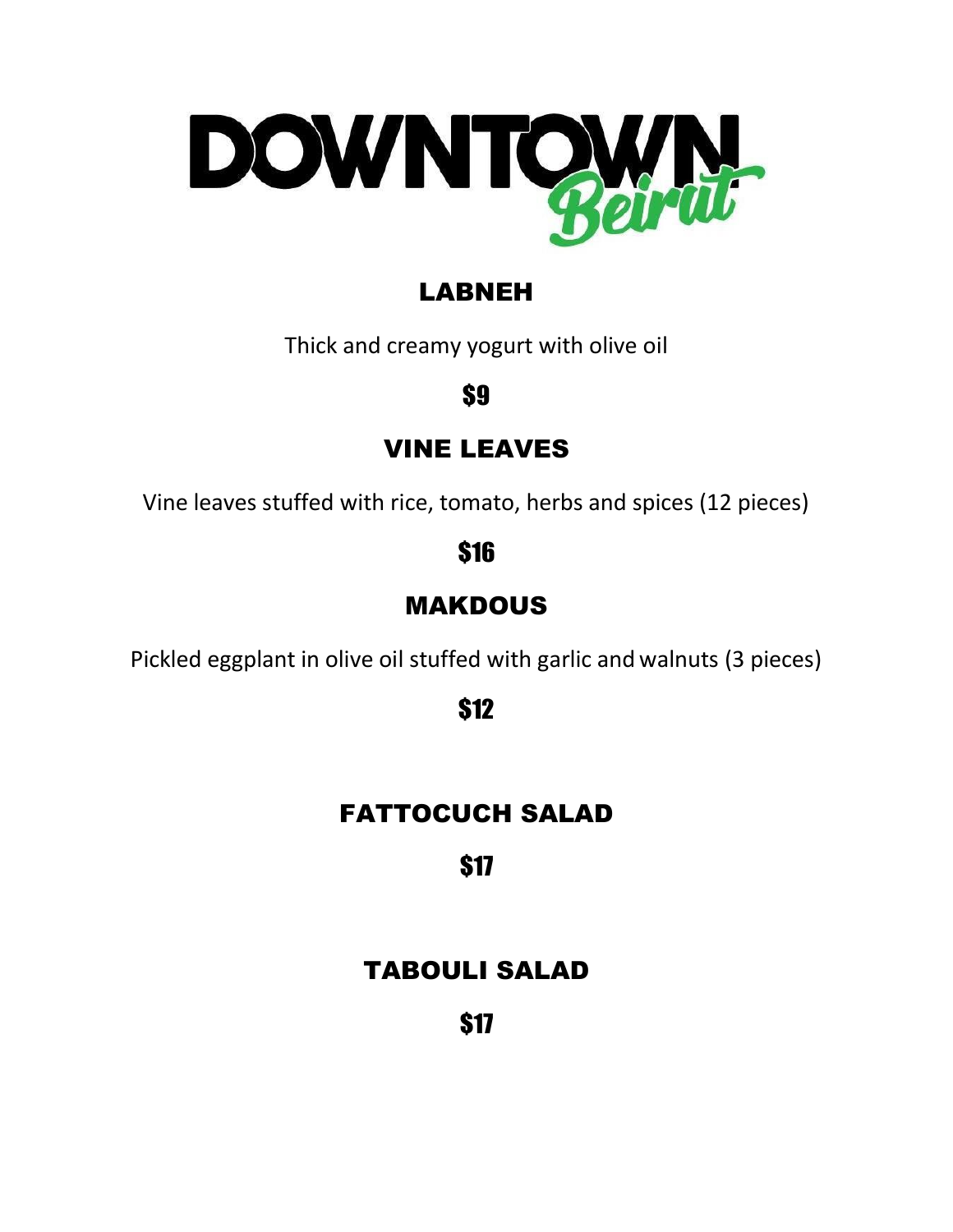# DOWNTOWN Beirut

## LABNEH

Thick and creamy yogurt with olive oil

**$9**

## VINE LEAVES

Vine leaves stuffed with rice, tomato, herbs and spices (12 pieces)

**$16**

## MAKDOUS

Pickled eggplant in olive oil stuffed with garlic and walnuts (3 pieces)

**$12**

## FATTOCUCH SALAD

**$17**

## TABOULI SALAD

**$17**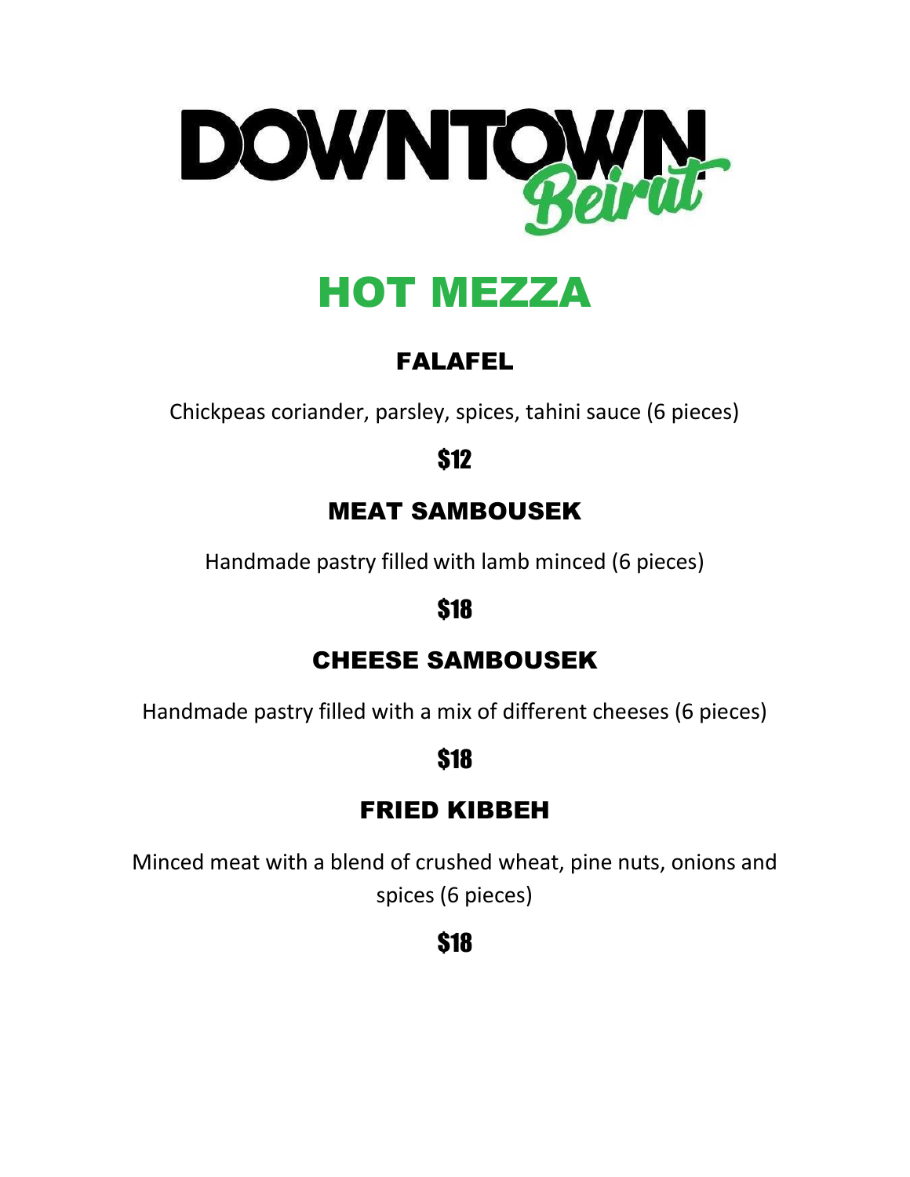# DOWNTOWN Beirut

## HOT MEZZA

### FALAFEL

Chickpeas coriander, parsley, spices, tahini sauce (6 pieces)

**$12**

### MEAT SAMBOUSEK

Handmade pastry filled with lamb minced (6 pieces)

**$18**

### CHEESE SAMBOUSEK

Handmade pastry filled with a mix of different cheeses (6 pieces)

**$18**

### FRIED KIBBEH

Minced meat with a blend of crushed wheat, pine nuts, onions and spices (6 pieces)

**$18**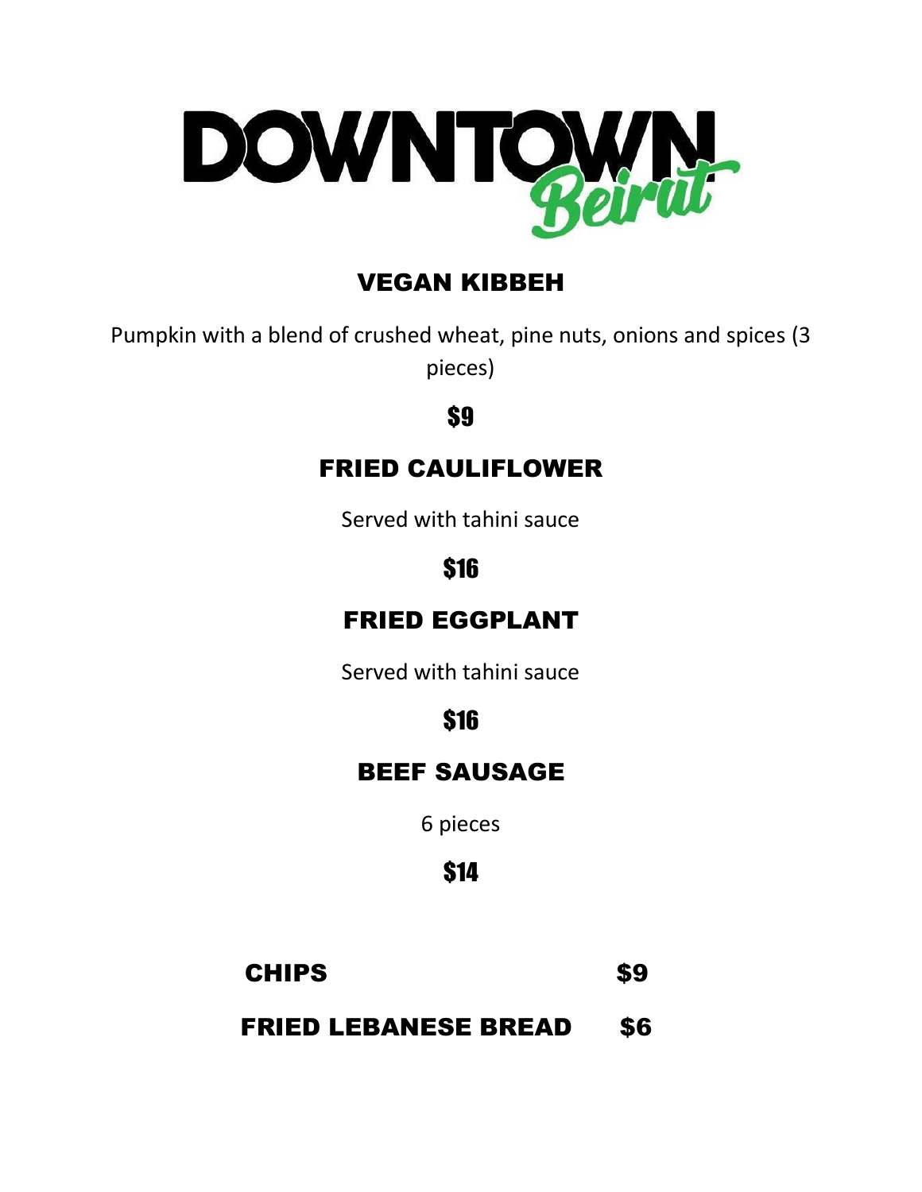# DOWNTOWN Beirut

## VEGAN KIBBEH

Pumpkin with a blend of crushed wheat, pine nuts, onions and spices (3 pieces)

**$9**

## FRIED CAULIFLOWER

Served with tahini sauce

**$16**

## FRIED EGGPLANT

Served with tahini sauce

**$16**

## BEEF SAUSAGE

6 pieces

**$14**

| | |
|---|---|
| **CHIPS** | **$9** |
| **FRIED LEBANESE BREAD** | **$6** |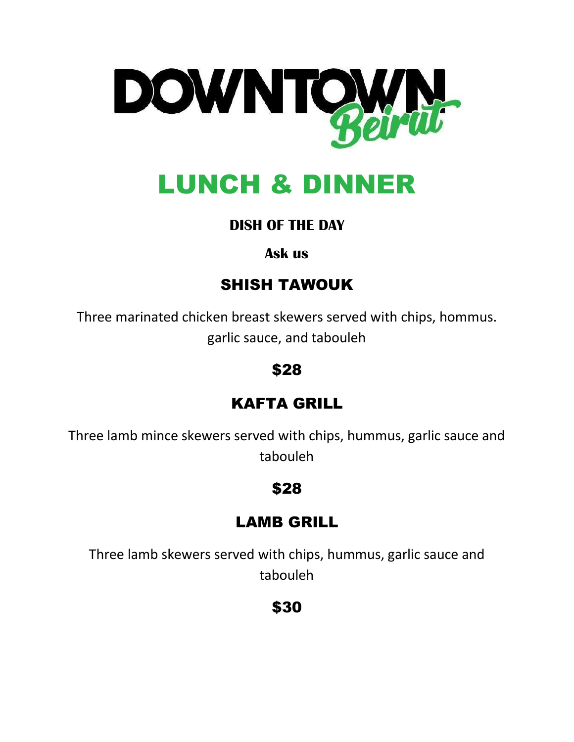# DOWNTOWN Beirut

## LUNCH & DINNER

**DISH OF THE DAY**

**Ask us**

### SHISH TAWOUK

Three marinated chicken breast skewers served with chips, hommus. garlic sauce, and tabouleh

**$28**

### KAFTA GRILL

Three lamb mince skewers served with chips, hummus, garlic sauce and tabouleh

**$28**

### LAMB GRILL

Three lamb skewers served with chips, hummus, garlic sauce and tabouleh

**$30**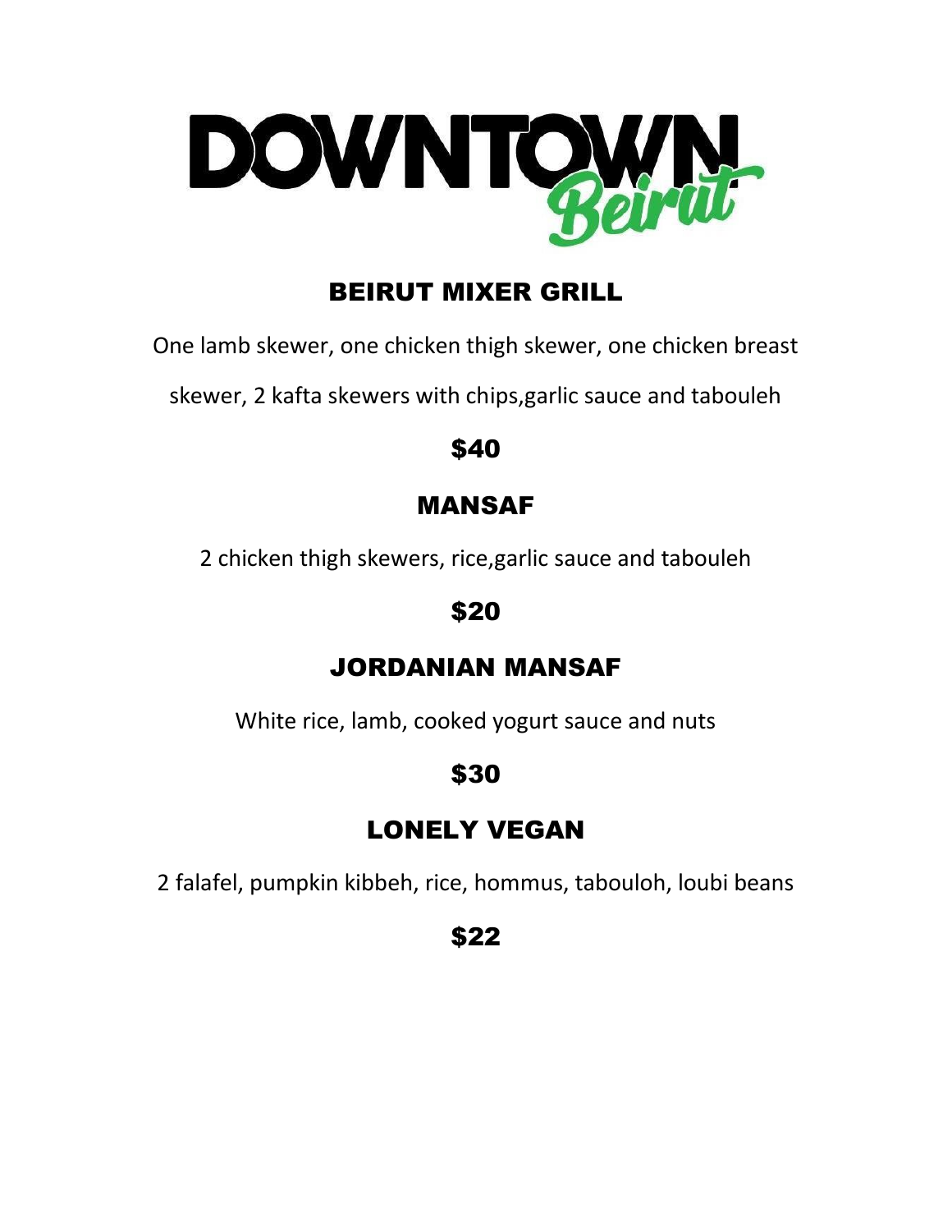# DOWNTOWN Beirut

## BEIRUT MIXER GRILL

One lamb skewer, one chicken thigh skewer, one chicken breast skewer, 2 kafta skewers with chips,garlic sauce and tabouleh

**$40**

## MANSAF

2 chicken thigh skewers, rice,garlic sauce and tabouleh

**$20**

## JORDANIAN MANSAF

White rice, lamb, cooked yogurt sauce and nuts

**$30**

## LONELY VEGAN

2 falafel, pumpkin kibbeh, rice, hommus, tabouloh, loubi beans

**$22**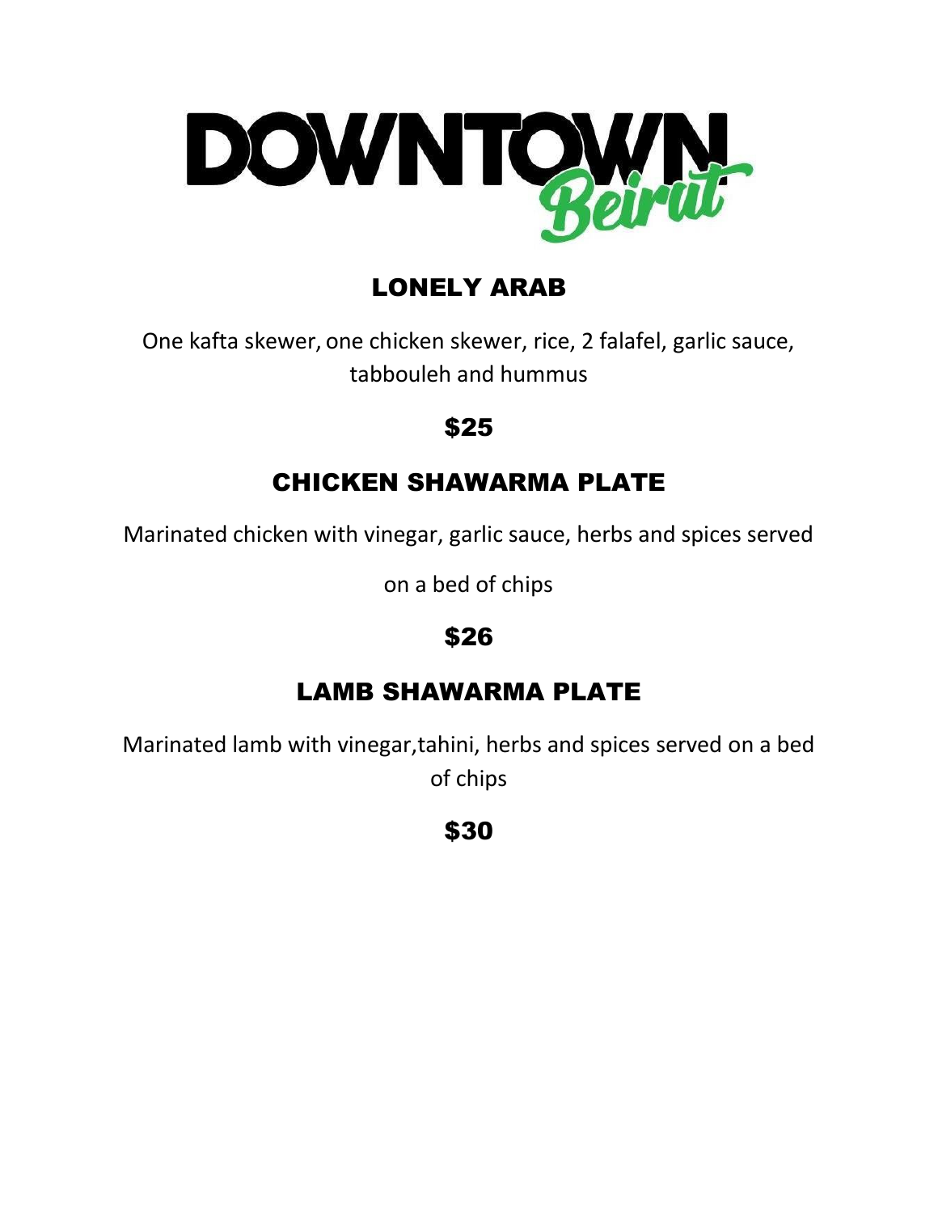# DOWNTOWN Beirut

## LONELY ARAB

One kafta skewer, one chicken skewer, rice, 2 falafel, garlic sauce, tabbouleh and hummus

**$25**

## CHICKEN SHAWARMA PLATE

Marinated chicken with vinegar, garlic sauce, herbs and spices served

on a bed of chips

**$26**

## LAMB SHAWARMA PLATE

Marinated lamb with vinegar,tahini, herbs and spices served on a bed of chips

**$30**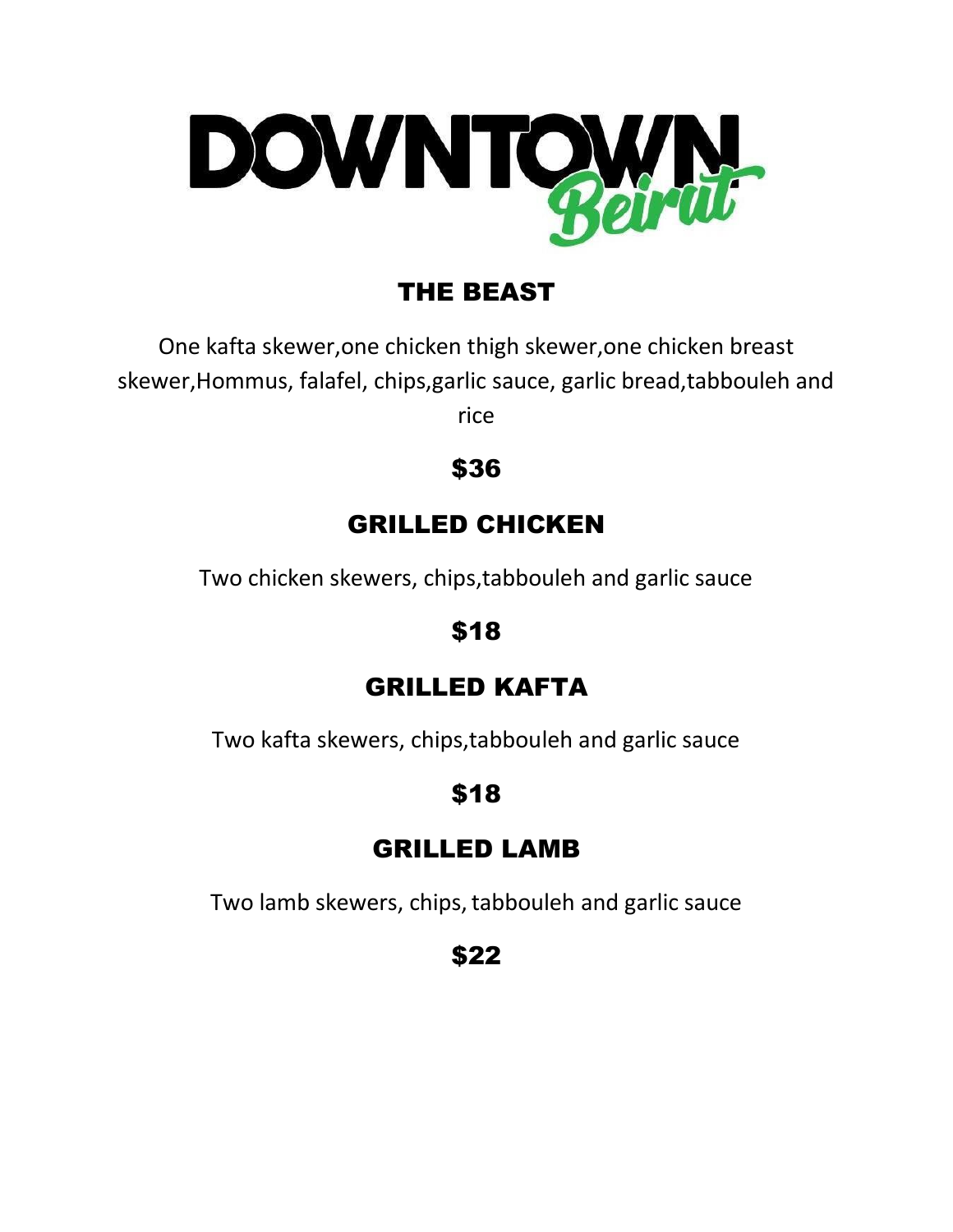# DOWNTOWN Beirut

## THE BEAST

One kafta skewer,one chicken thigh skewer,one chicken breast skewer,Hommus, falafel, chips,garlic sauce, garlic bread,tabbouleh and rice

**$36**

## GRILLED CHICKEN

Two chicken skewers, chips,tabbouleh and garlic sauce

**$18**

## GRILLED KAFTA

Two kafta skewers, chips,tabbouleh and garlic sauce

**$18**

## GRILLED LAMB

Two lamb skewers, chips, tabbouleh and garlic sauce

**$22**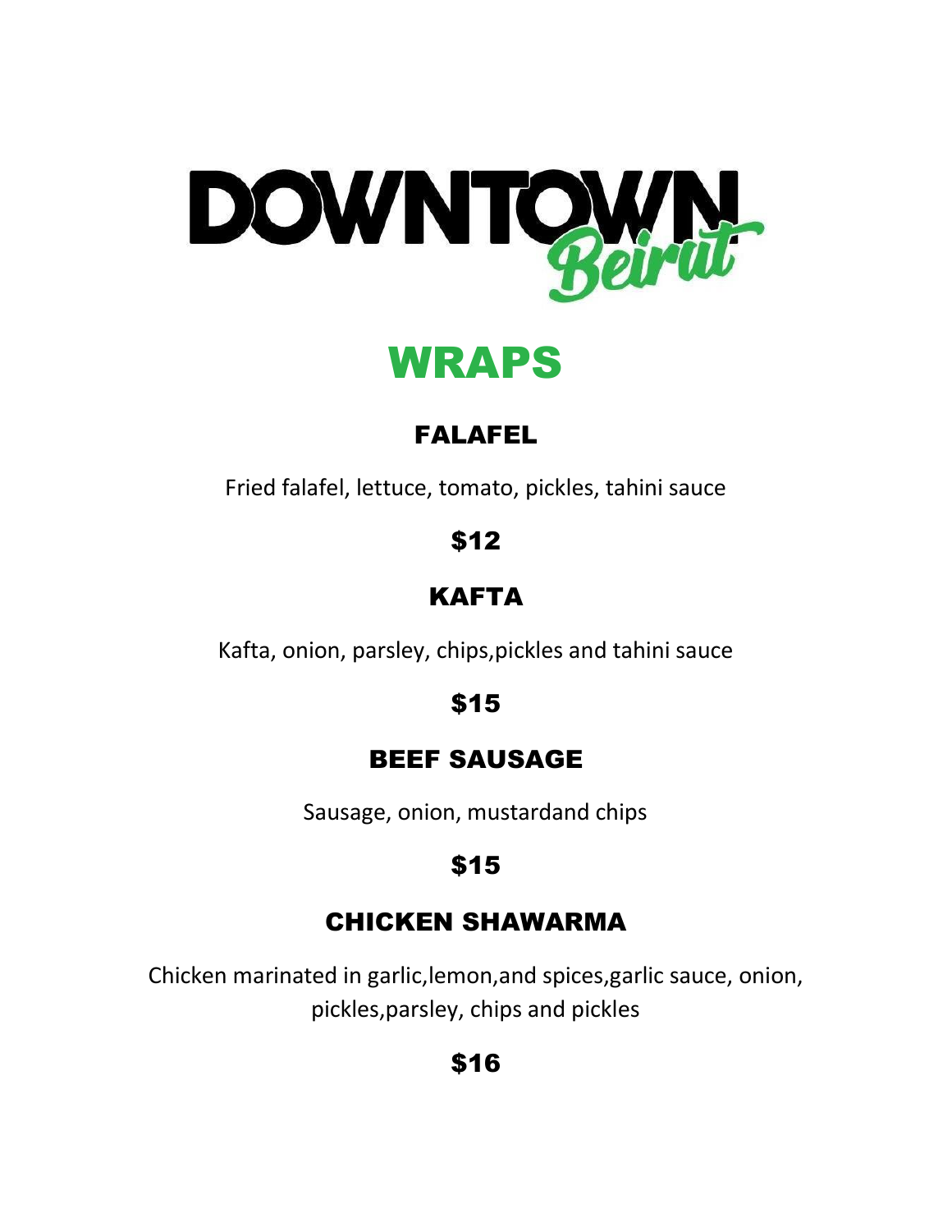# DOWNTOWN Beirut

## WRAPS

### FALAFEL

Fried falafel, lettuce, tomato, pickles, tahini sauce

**$12**

### KAFTA

Kafta, onion, parsley, chips,pickles and tahini sauce

**$15**

### BEEF SAUSAGE

Sausage, onion, mustardand chips

**$15**

### CHICKEN SHAWARMA

Chicken marinated in garlic,lemon,and spices,garlic sauce, onion, pickles,parsley, chips and pickles

**$16**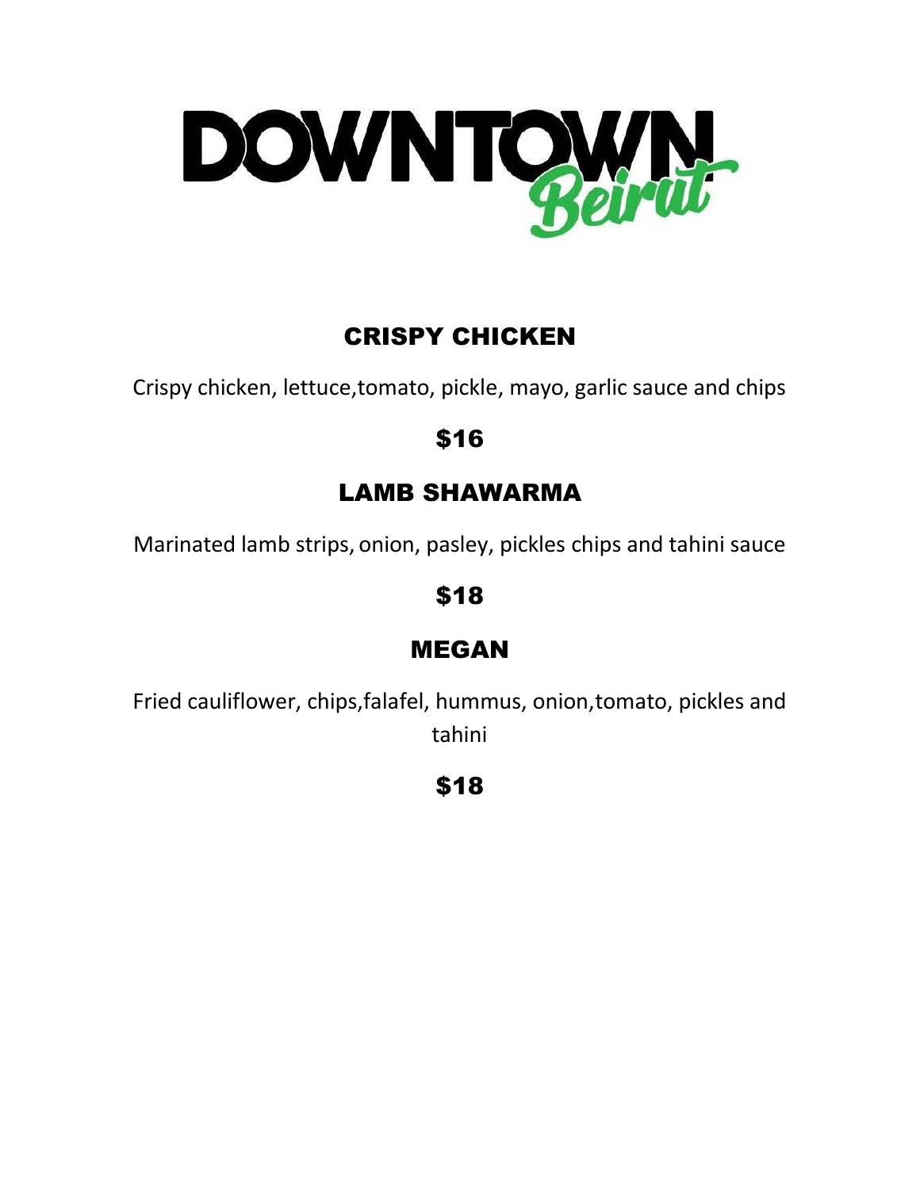# DOWNTOWN Beirut

## CRISPY CHICKEN

Crispy chicken, lettuce,tomato, pickle, mayo, garlic sauce and chips

**$16**

## LAMB SHAWARMA

Marinated lamb strips, onion, pasley, pickles chips and tahini sauce

**$18**

## MEGAN

Fried cauliflower, chips,falafel, hummus, onion,tomato, pickles and tahini

**$18**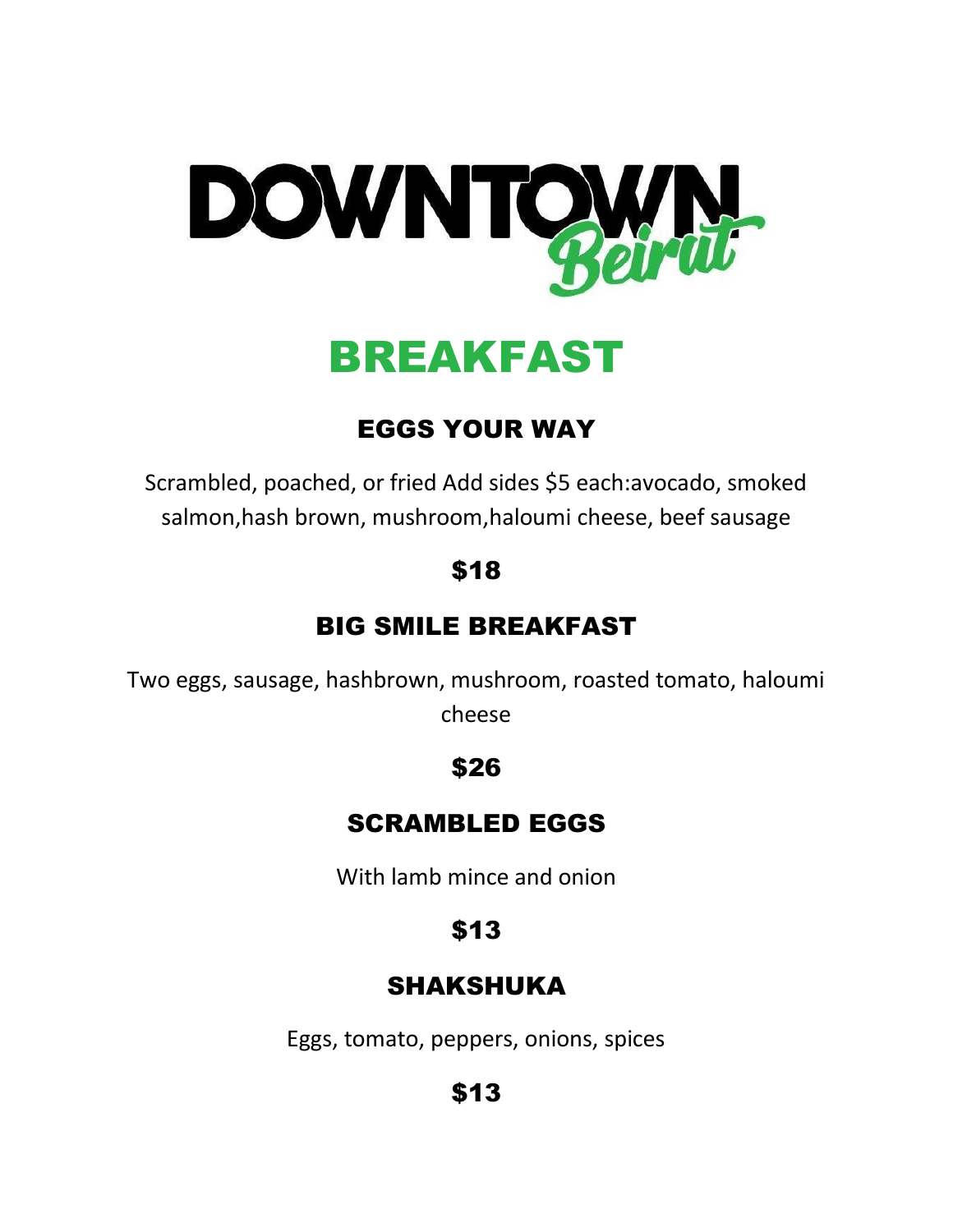# DOWNTOWN Beirut

## BREAKFAST

### EGGS YOUR WAY

Scrambled, poached, or fried Add sides $5 each:avocado, smoked salmon,hash brown, mushroom,haloumi cheese, beef sausage

**$18**

### BIG SMILE BREAKFAST

Two eggs, sausage, hashbrown, mushroom, roasted tomato, haloumi cheese

**$26**

### SCRAMBLED EGGS

With lamb mince and onion

**$13**

### SHAKSHUKA

Eggs, tomato, peppers, onions, spices

**$13**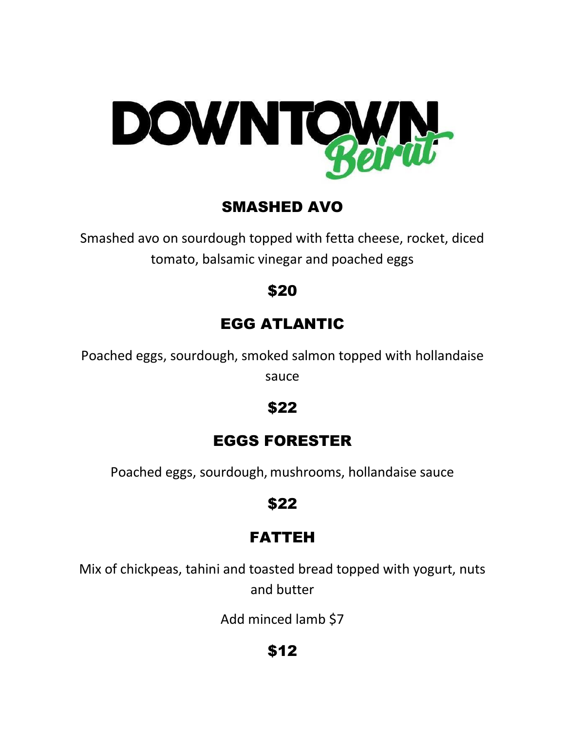# DOWNTOWN Beirut

## SMASHED AVO

Smashed avo on sourdough topped with fetta cheese, rocket, diced tomato, balsamic vinegar and poached eggs

**$20**

## EGG ATLANTIC

Poached eggs, sourdough, smoked salmon topped with hollandaise sauce

**$22**

## EGGS FORESTER

Poached eggs, sourdough, mushrooms, hollandaise sauce

**$22**

## FATTEH

Mix of chickpeas, tahini and toasted bread topped with yogurt, nuts and butter

Add minced lamb $7

**$12**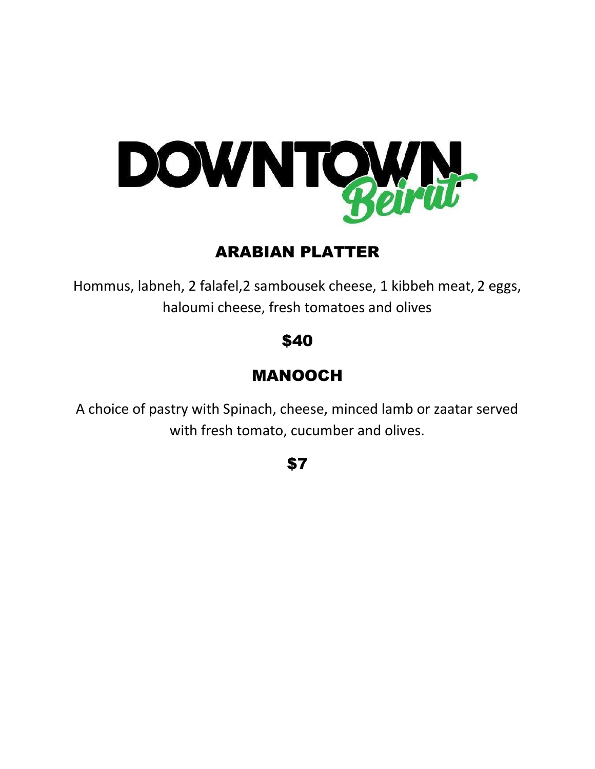# DOWNTOWN Beirut

## ARABIAN PLATTER

Hommus, labneh, 2 falafel,2 sambousek cheese, 1 kibbeh meat, 2 eggs, haloumi cheese, fresh tomatoes and olives

**$40**

## MANOOCH

A choice of pastry with Spinach, cheese, minced lamb or zaatar served with fresh tomato, cucumber and olives.

**$7**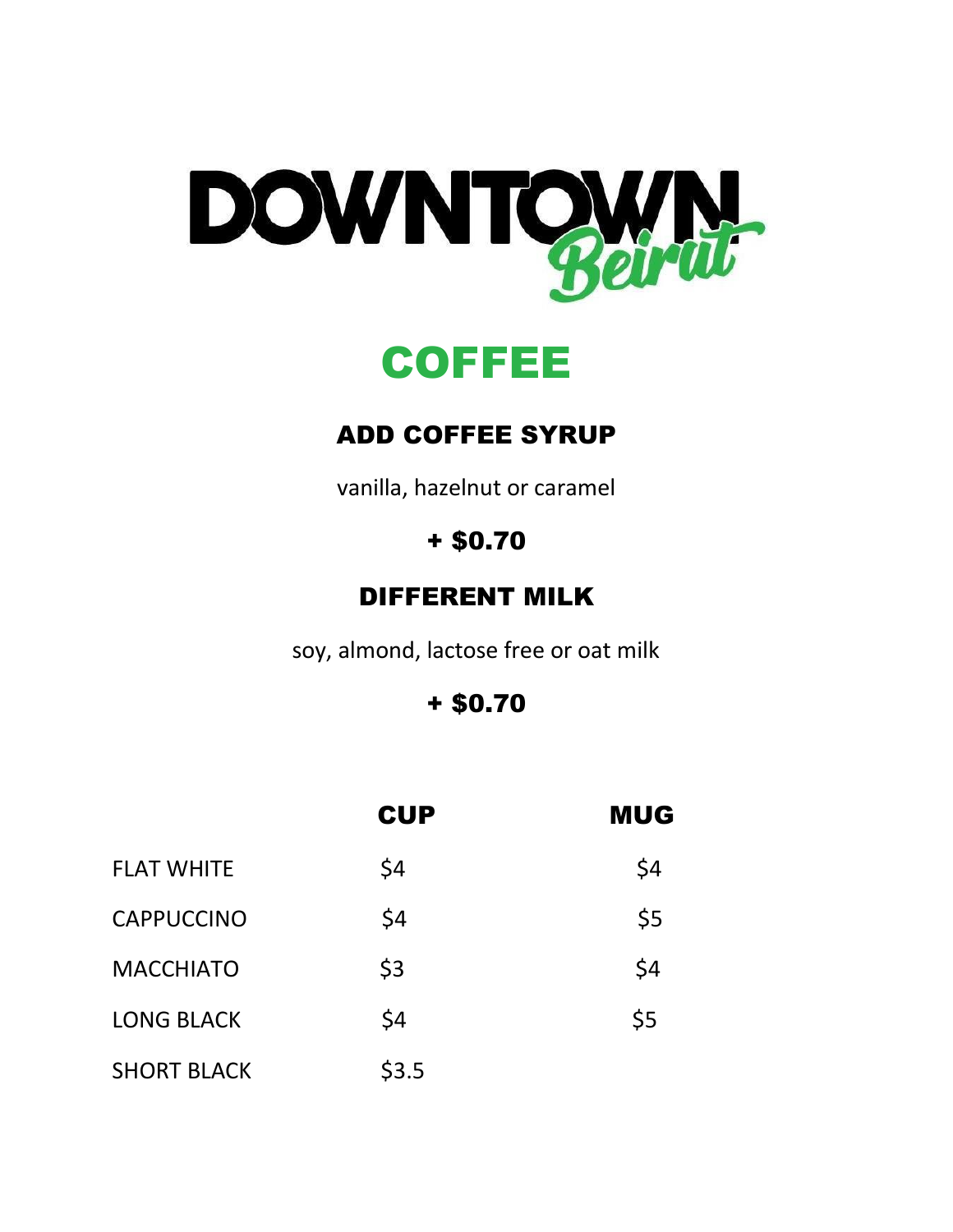# DOWNTOWN Beirut

## COFFEE

### ADD COFFEE SYRUP

vanilla, hazelnut or caramel

**+ $0.70**

### DIFFERENT MILK

soy, almond, lactose free or oat milk

**+ $0.70**

| | CUP | MUG |
|---|---|---|
| FLAT WHITE | $4 | $4 |
| CAPPUCCINO | $4 | $5 |
| MACCHIATO | $3 | $4 |
| LONG BLACK | $4 | $5 |
| SHORT BLACK | $3.5 | |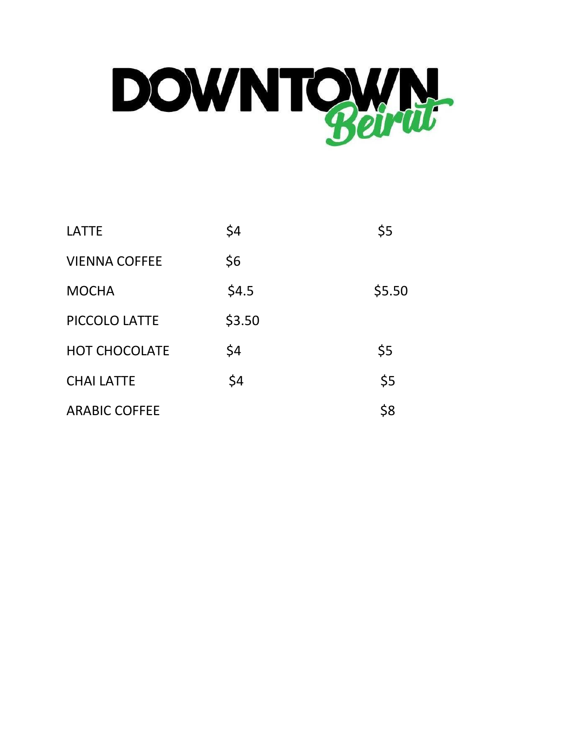# DOWNTOWN Beirut

| | | |
|---|---|---|
| LATTE | $4 | $5 |
| VIENNA COFFEE | $6 | |
| MOCHA | $4.5 | $5.50 |
| PICCOLO LATTE | $3.50 | |
| HOT CHOCOLATE | $4 | $5 |
| CHAI LATTE | $4 | $5 |
| ARABIC COFFEE | | $8 |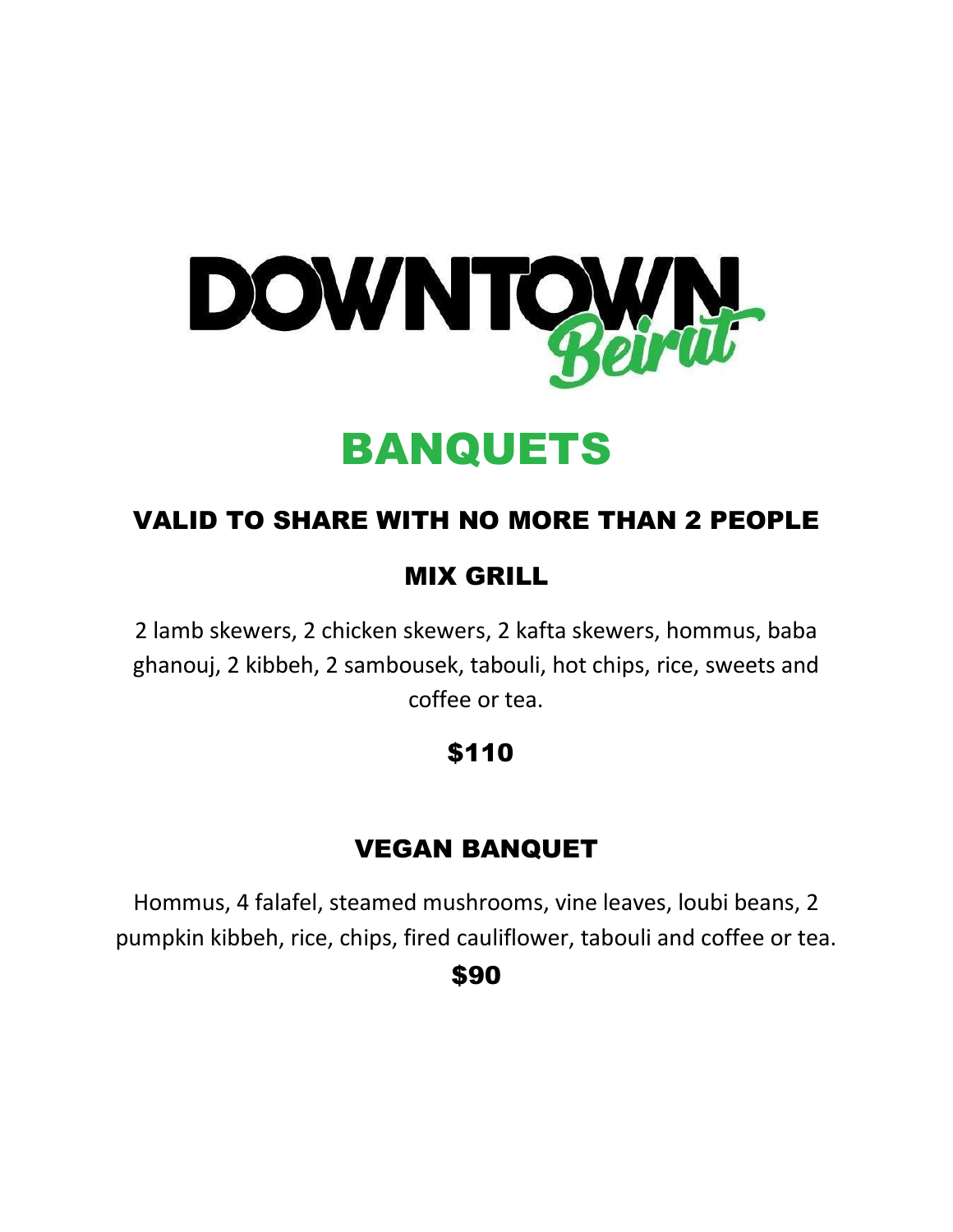# DOWNTOWN Beirut

## BANQUETS

### VALID TO SHARE WITH NO MORE THAN 2 PEOPLE

### MIX GRILL

2 lamb skewers, 2 chicken skewers, 2 kafta skewers, hommus, baba ghanouj, 2 kibbeh, 2 sambousek, tabouli, hot chips, rice, sweets and coffee or tea.

**$110**

### VEGAN BANQUET

Hommus, 4 falafel, steamed mushrooms, vine leaves, loubi beans, 2 pumpkin kibbeh, rice, chips, fired cauliflower, tabouli and coffee or tea.

**$90**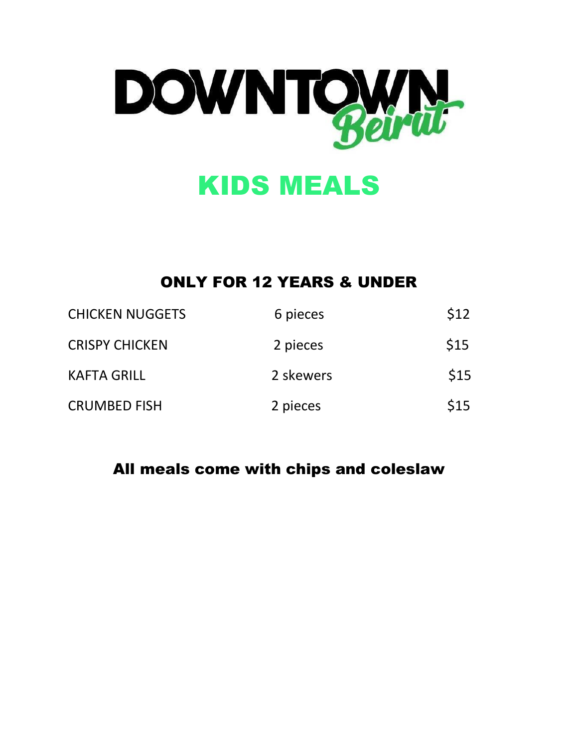# DOWNTOWN Beirut

## KIDS MEALS

### ONLY FOR 12 YEARS & UNDER

| | | |
|---|---|---|
| CHICKEN NUGGETS | 6 pieces | $12 |
| CRISPY CHICKEN | 2 pieces | $15 |
| KAFTA GRILL | 2 skewers | $15 |
| CRUMBED FISH | 2 pieces | $15 |

**All meals come with chips and coleslaw**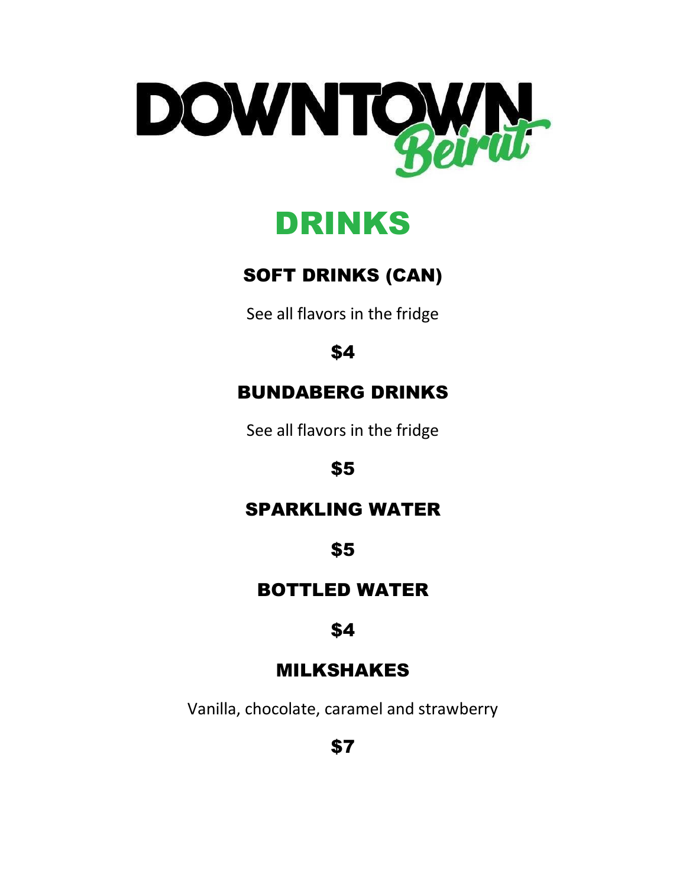# DOWNTOWN Beirut

## DRINKS

### SOFT DRINKS (CAN)

See all flavors in the fridge

**$4**

### BUNDABERG DRINKS

See all flavors in the fridge

**$5**

### SPARKLING WATER

**$5**

### BOTTLED WATER

**$4**

### MILKSHAKES

Vanilla, chocolate, caramel and strawberry

**$7**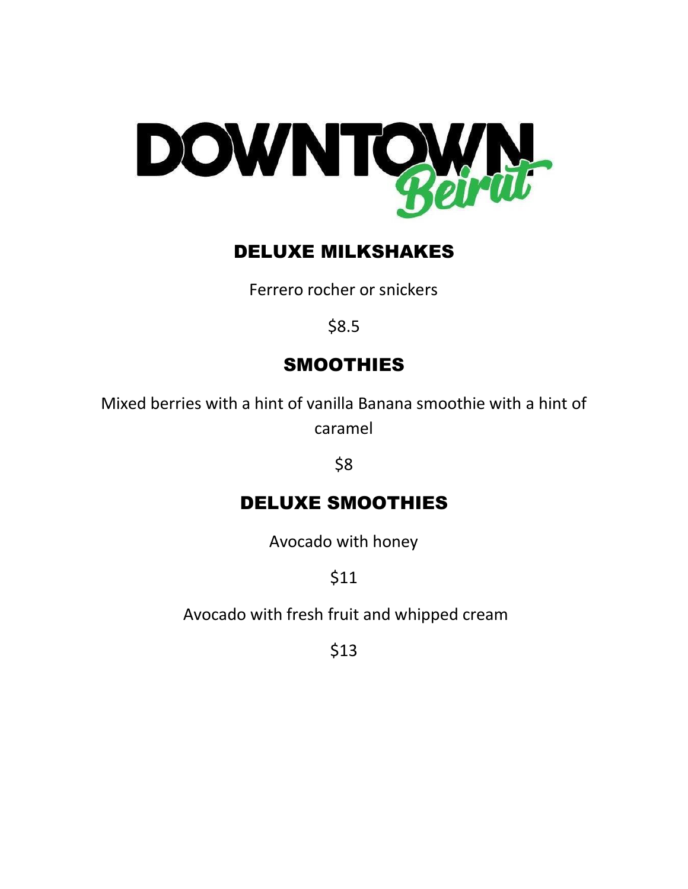# DOWNTOWN Beirut

## DELUXE MILKSHAKES

Ferrero rocher or snickers

$8.5

## SMOOTHIES

Mixed berries with a hint of vanilla Banana smoothie with a hint of caramel

$8

## DELUXE SMOOTHIES

Avocado with honey

$11

Avocado with fresh fruit and whipped cream

$13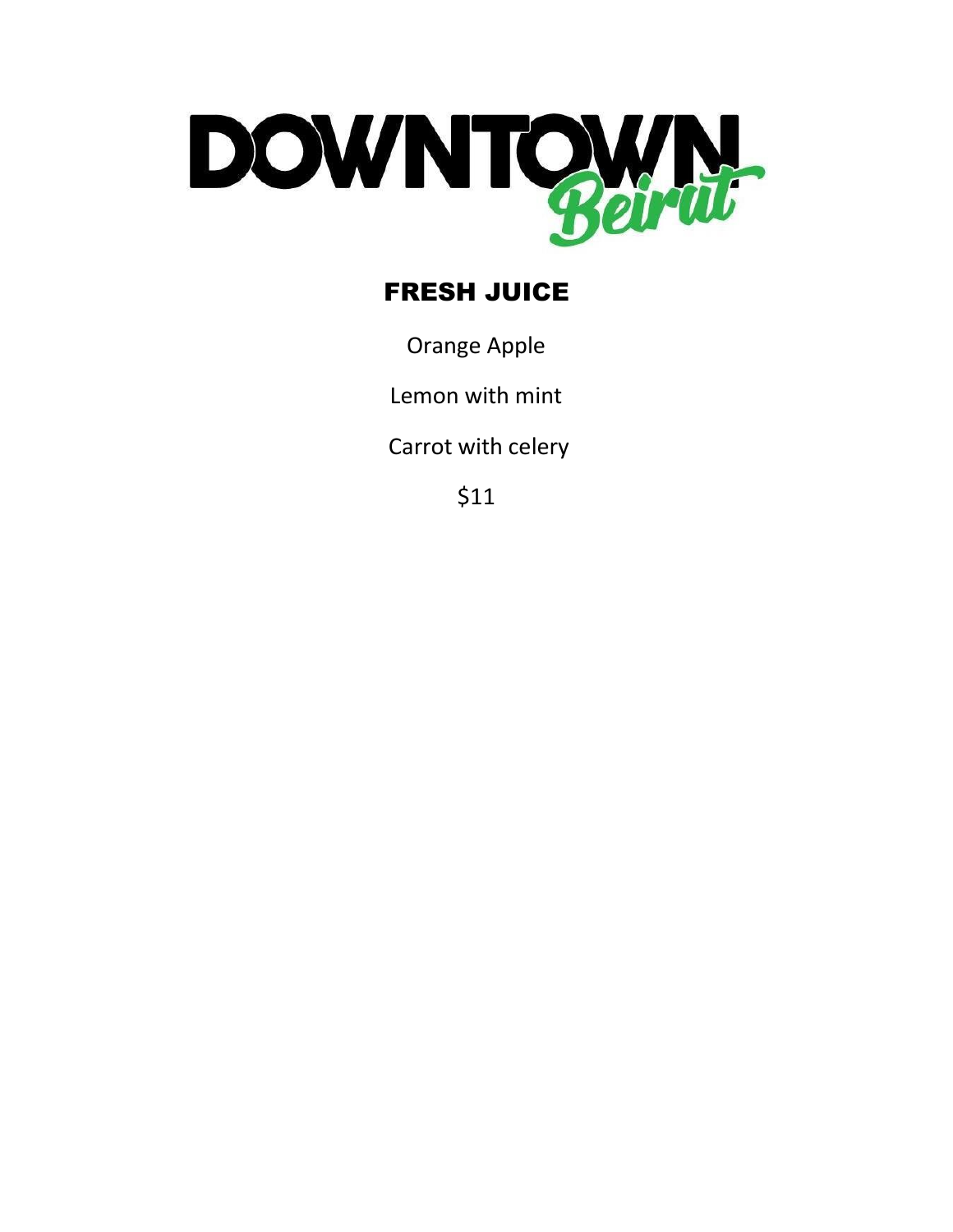# DOWNTOWN Beirut

## FRESH JUICE

Orange Apple

Lemon with mint

Carrot with celery

$11